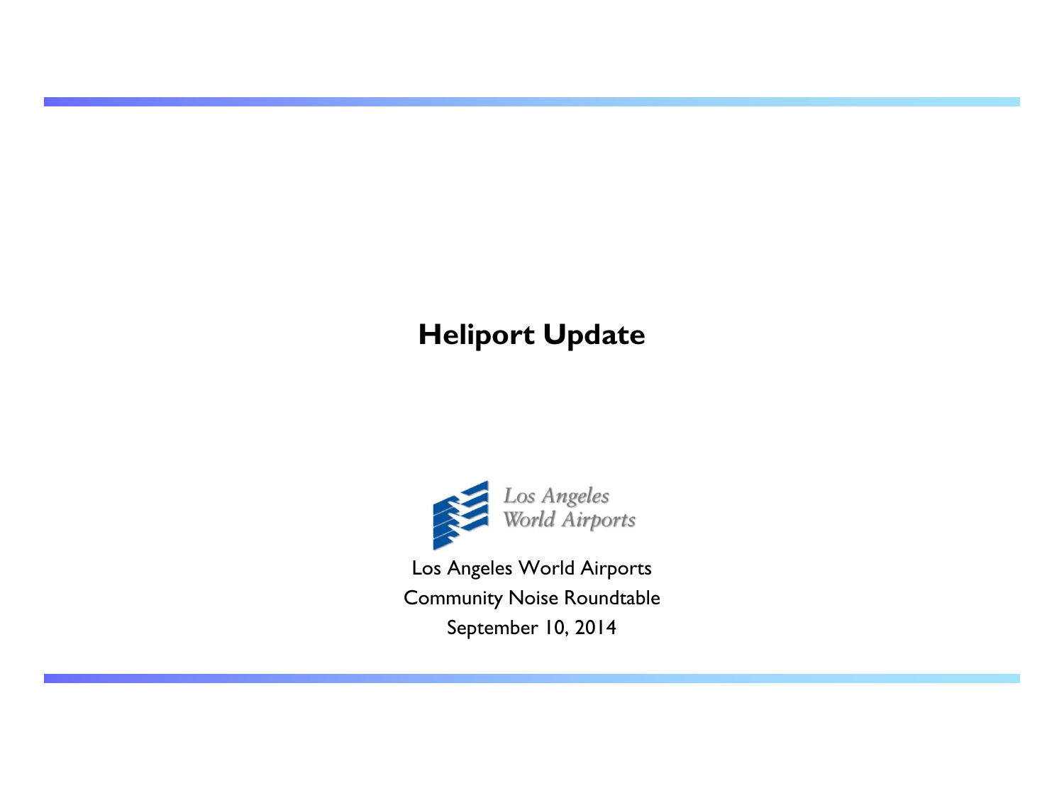# Heliport Update

Los Angeles World Airports

Los Angeles World Airports

Community Noise Roundtable

September 10, 2014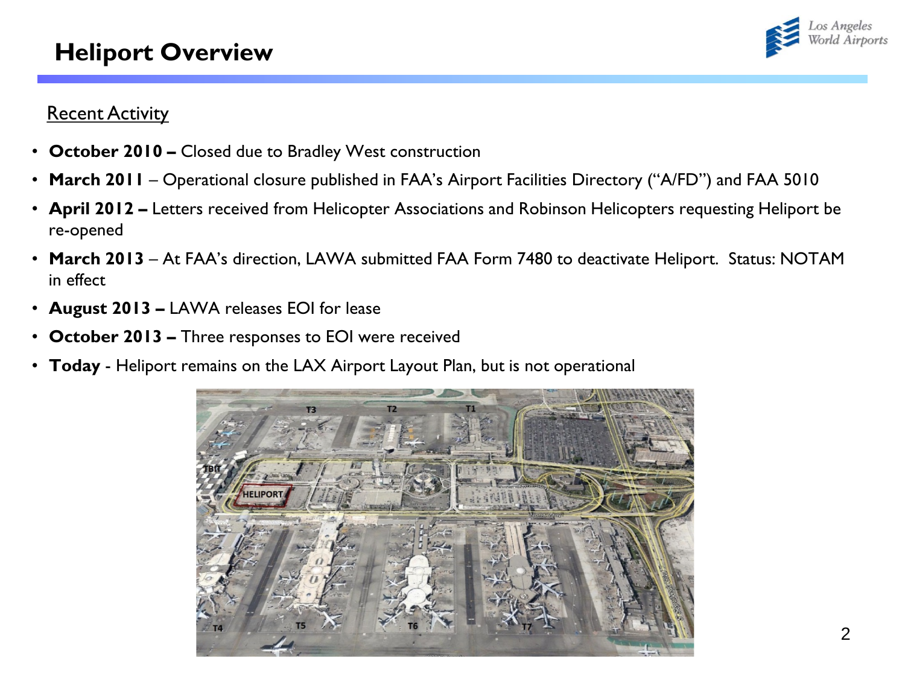# Heliport Overview

Recent Activity

- **October 2010 –** Closed due to Bradley West construction
- **March 2011** – Operational closure published in FAA's Airport Facilities Directory ("A/FD") and FAA 5010
- **April 2012 –** Letters received from Helicopter Associations and Robinson Helicopters requesting Heliport be re-opened
- **March 2013** – At FAA's direction, LAWA submitted FAA Form 7480 to deactivate Heliport. Status: NOTAM in effect
- **August 2013 –** LAWA releases EOI for lease
- **October 2013 –** Three responses to EOI were received
- **Today** - Heliport remains on the LAX Airport Layout Plan, but is not operational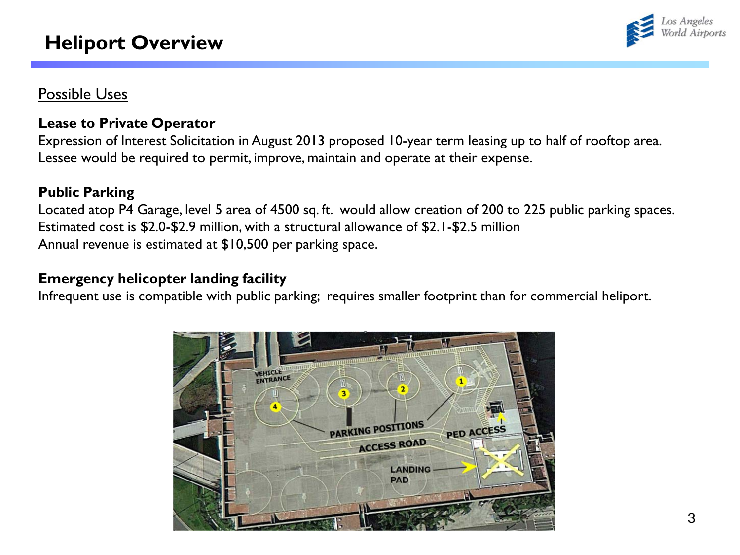# Heliport Overview

## Possible Uses

**Lease to Private Operator**

Expression of Interest Solicitation in August 2013 proposed 10-year term leasing up to half of rooftop area. Lessee would be required to permit, improve, maintain and operate at their expense.

**Public Parking**

Located atop P4 Garage, level 5 area of 4500 sq. ft. would allow creation of 200 to 225 public parking spaces. Estimated cost is $2.0-$2.9 million, with a structural allowance of $2.1-$2.5 million

Annual revenue is estimated at $10,500 per parking space.

**Emergency helicopter landing facility**

Infrequent use is compatible with public parking; requires smaller footprint than for commercial heliport.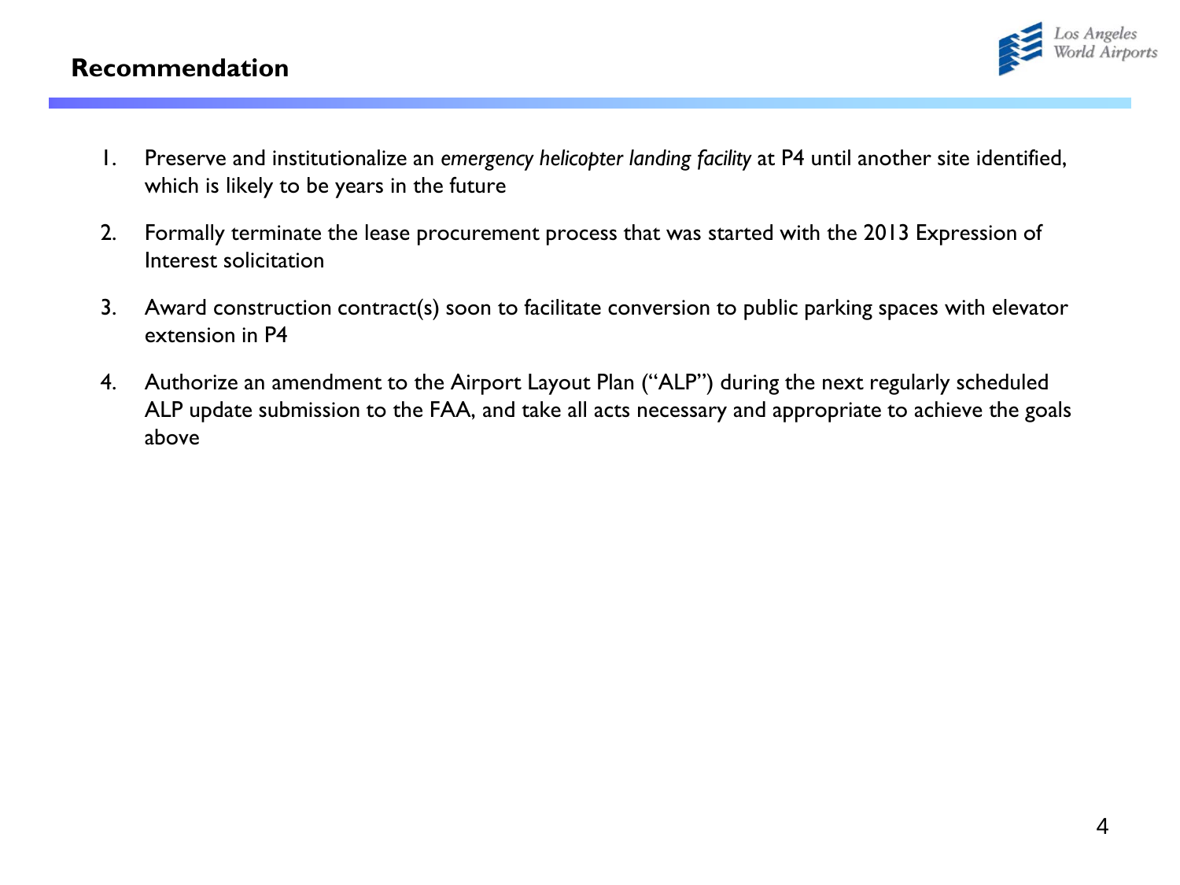# Recommendation

1. Preserve and institutionalize an *emergency helicopter landing facility* at P4 until another site identified, which is likely to be years in the future
2. Formally terminate the lease procurement process that was started with the 2013 Expression of Interest solicitation
3. Award construction contract(s) soon to facilitate conversion to public parking spaces with elevator extension in P4
4. Authorize an amendment to the Airport Layout Plan ("ALP") during the next regularly scheduled ALP update submission to the FAA, and take all acts necessary and appropriate to achieve the goals above